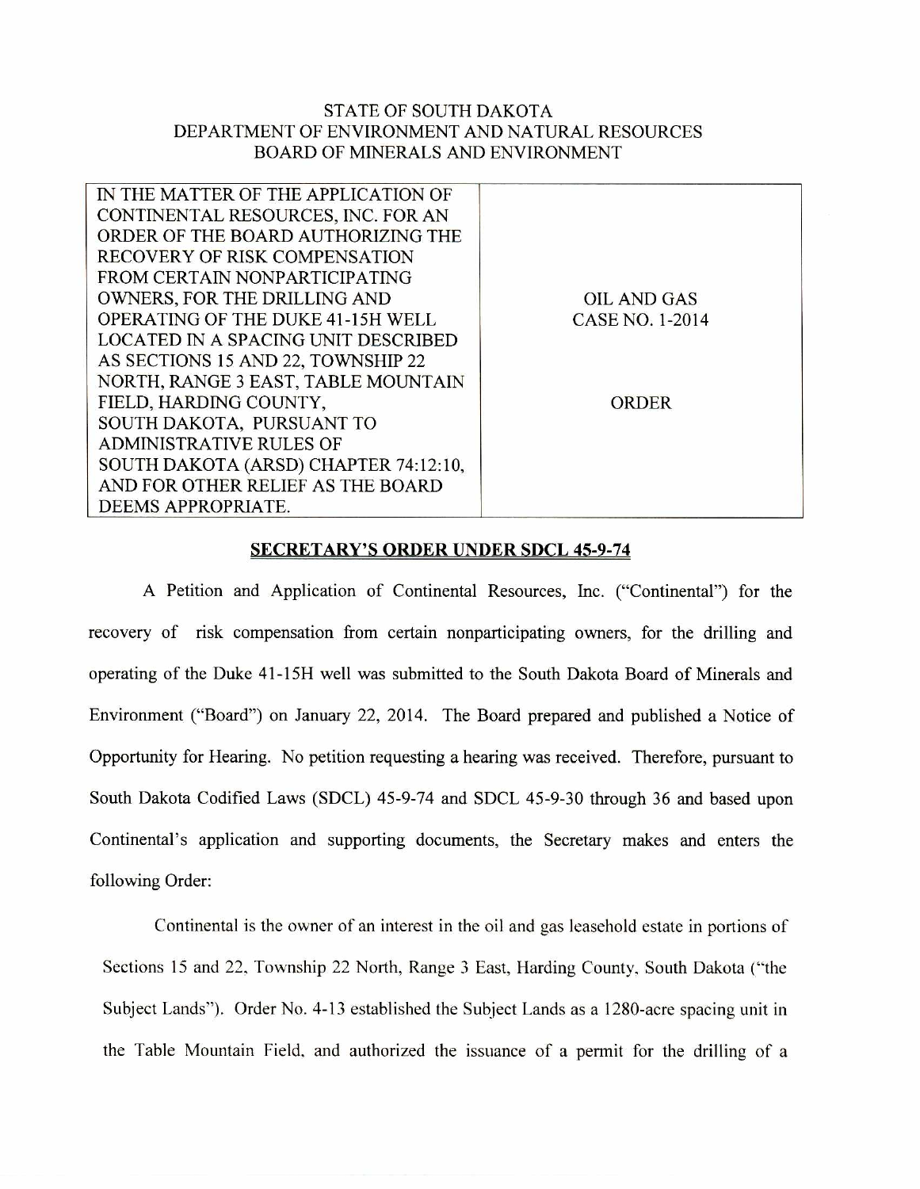STATE OF SOUTH DAKOTA
DEPARTMENT OF ENVIRONMENT AND NATURAL RESOURCES
BOARD OF MINERALS AND ENVIRONMENT

| IN THE MATTER OF THE APPLICATION OF CONTINENTAL RESOURCES, INC. FOR AN ORDER OF THE BOARD AUTHORIZING THE RECOVERY OF RISK COMPENSATION FROM CERTAIN NONPARTICIPATING OWNERS, FOR THE DRILLING AND OPERATING OF THE DUKE 41-15H WELL LOCATED IN A SPACING UNIT DESCRIBED AS SECTIONS 15 AND 22, TOWNSHIP 22 NORTH, RANGE 3 EAST, TABLE MOUNTAIN FIELD, HARDING COUNTY, SOUTH DAKOTA, PURSUANT TO ADMINISTRATIVE RULES OF SOUTH DAKOTA (ARSD) CHAPTER 74:12:10, AND FOR OTHER RELIEF AS THE BOARD DEEMS APPROPRIATE. | OIL AND GAS CASE NO. 1-2014<br><br>ORDER |
|---|---|

## SECRETARY'S ORDER UNDER SDCL 45-9-74

A Petition and Application of Continental Resources, Inc. ("Continental") for the recovery of risk compensation from certain nonparticipating owners, for the drilling and operating of the Duke 41-15H well was submitted to the South Dakota Board of Minerals and Environment ("Board") on January 22, 2014. The Board prepared and published a Notice of Opportunity for Hearing. No petition requesting a hearing was received. Therefore, pursuant to South Dakota Codified Laws (SDCL) 45-9-74 and SDCL 45-9-30 through 36 and based upon Continental's application and supporting documents, the Secretary makes and enters the following Order:

Continental is the owner of an interest in the oil and gas leasehold estate in portions of Sections 15 and 22, Township 22 North, Range 3 East, Harding County, South Dakota ("the Subject Lands"). Order No. 4-13 established the Subject Lands as a 1280-acre spacing unit in the Table Mountain Field, and authorized the issuance of a permit for the drilling of a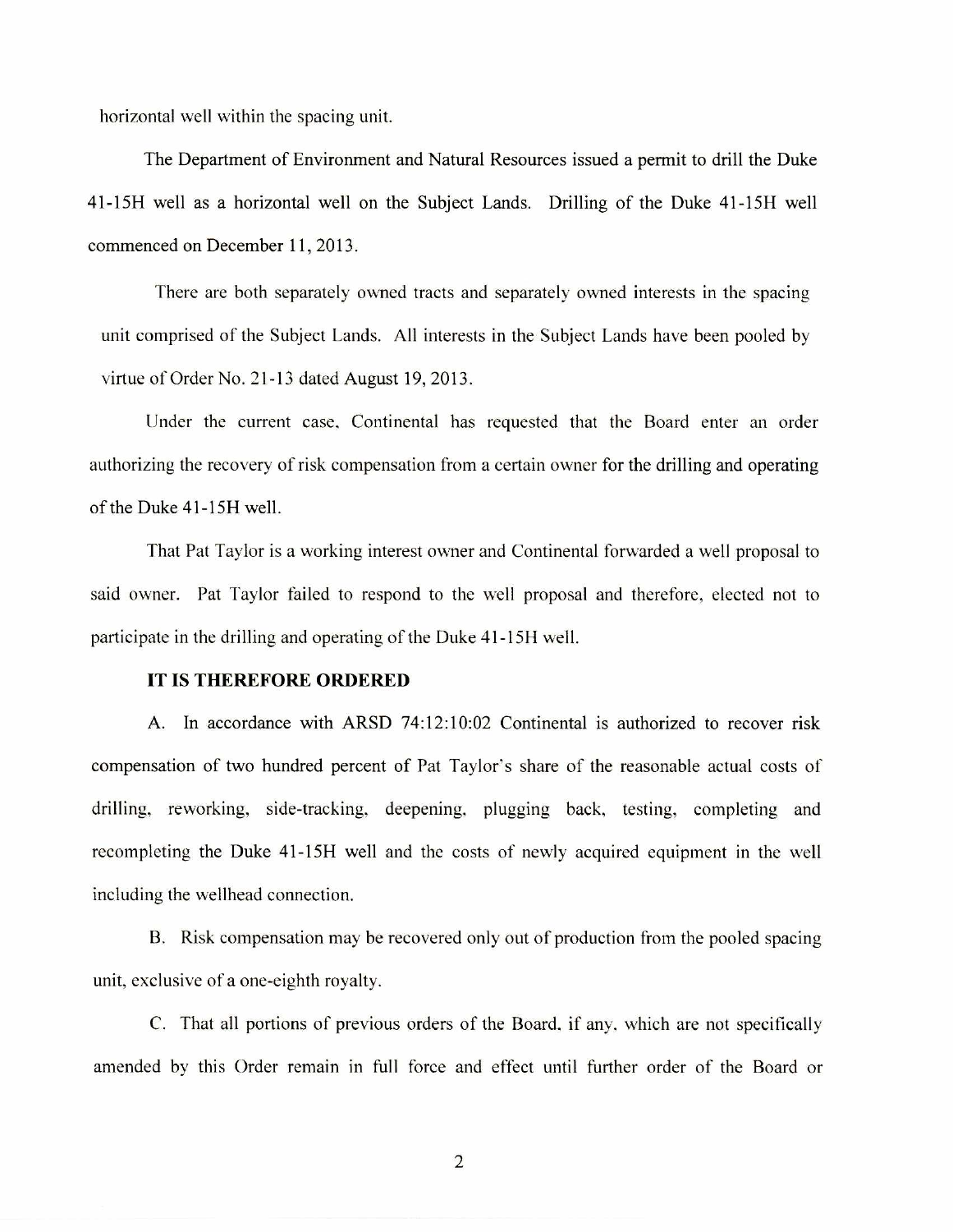horizontal well within the spacing unit.

The Department of Environment and Natural Resources issued a permit to drill the Duke 41-15H well as a horizontal well on the Subject Lands. Drilling of the Duke 41-15H well commenced on December 11, 2013.

There are both separately owned tracts and separately owned interests in the spacing unit comprised of the Subject Lands. All interests in the Subject Lands have been pooled by virtue of Order No. 21-13 dated August 19, 2013.

Under the current case, Continental has requested that the Board enter an order authorizing the recovery of risk compensation from a certain owner for the drilling and operating of the Duke 41-15H well.

That Pat Taylor is a working interest owner and Continental forwarded a well proposal to said owner. Pat Taylor failed to respond to the well proposal and therefore, elected not to participate in the drilling and operating of the Duke 41-15H well.

**IT IS THEREFORE ORDERED**

A. In accordance with ARSD 74:12:10:02 Continental is authorized to recover risk compensation of two hundred percent of Pat Taylor's share of the reasonable actual costs of drilling, reworking, side-tracking, deepening, plugging back, testing, completing and recompleting the Duke 41-15H well and the costs of newly acquired equipment in the well including the wellhead connection.

B. Risk compensation may be recovered only out of production from the pooled spacing unit, exclusive of a one-eighth royalty.

C. That all portions of previous orders of the Board, if any, which are not specifically amended by this Order remain in full force and effect until further order of the Board or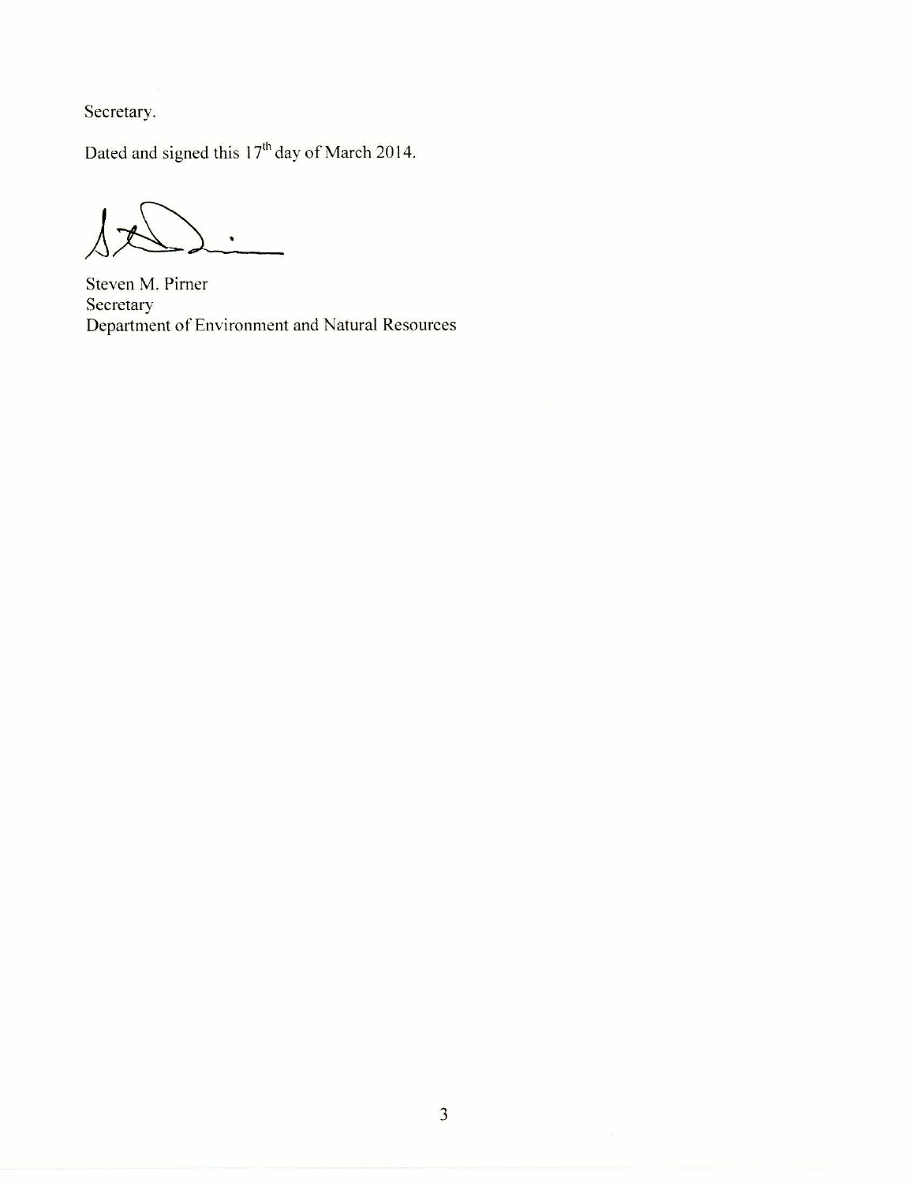Secretary.

Dated and signed this 17th day of March 2014.

Steven M. Pirner
Secretary
Department of Environment and Natural Resources